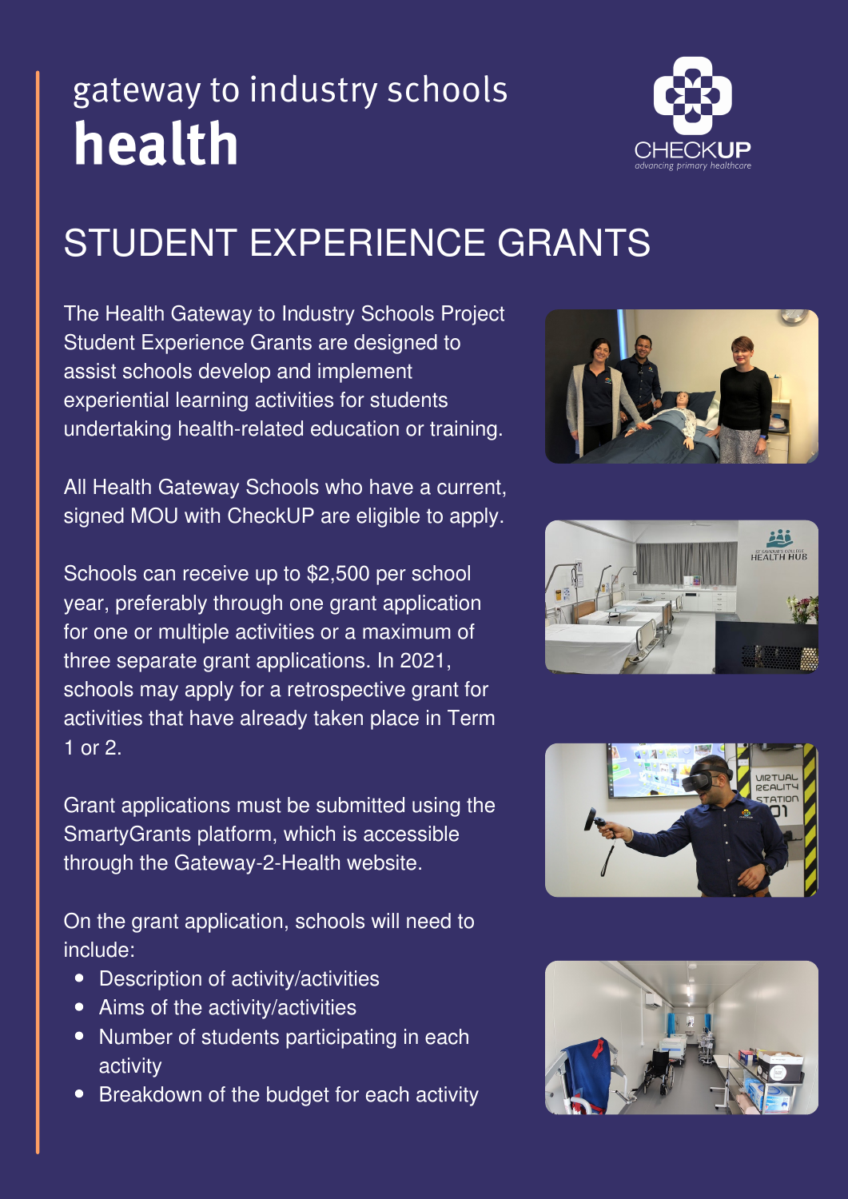gateway to industry schools

# health

CHECKUP
*advancing primary healthcare*

## STUDENT EXPERIENCE GRANTS

The Health Gateway to Industry Schools Project Student Experience Grants are designed to assist schools develop and implement experiential learning activities for students undertaking health-related education or training.

All Health Gateway Schools who have a current, signed MOU with CheckUP are eligible to apply.

Schools can receive up to $2,500 per school year, preferably through one grant application for one or multiple activities or a maximum of three separate grant applications. In 2021, schools may apply for a retrospective grant for activities that have already taken place in Term 1 or 2.

Grant applications must be submitted using the SmartyGrants platform, which is accessible through the Gateway-2-Health website.

On the grant application, schools will need to include:

- Description of activity/activities
- Aims of the activity/activities
- Number of students participating in each activity
- Breakdown of the budget for each activity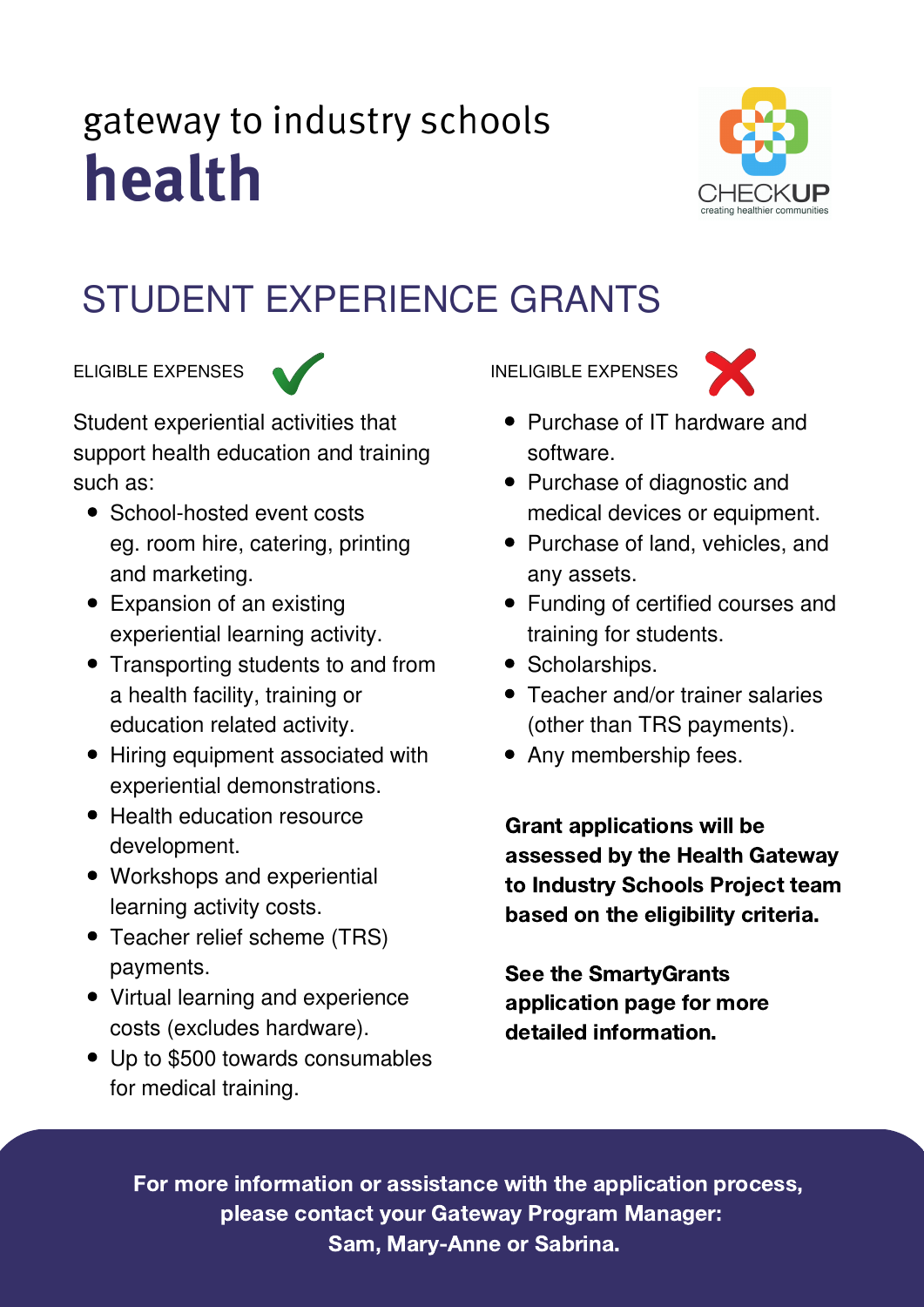gateway to industry schools

# health

CHECKUP
creating healthier communities

## STUDENT EXPERIENCE GRANTS

ELIGIBLE EXPENSES

Student experiential activities that support health education and training such as:

- School-hosted event costs eg. room hire, catering, printing and marketing.
- Expansion of an existing experiential learning activity.
- Transporting students to and from a health facility, training or education related activity.
- Hiring equipment associated with experiential demonstrations.
- Health education resource development.
- Workshops and experiential learning activity costs.
- Teacher relief scheme (TRS) payments.
- Virtual learning and experience costs (excludes hardware).
- Up to $500 towards consumables for medical training.

INELIGIBLE EXPENSES

- Purchase of IT hardware and software.
- Purchase of diagnostic and medical devices or equipment.
- Purchase of land, vehicles, and any assets.
- Funding of certified courses and training for students.
- Scholarships.
- Teacher and/or trainer salaries (other than TRS payments).
- Any membership fees.

**Grant applications will be assessed by the Health Gateway to Industry Schools Project team based on the eligibility criteria.**

**See the SmartyGrants application page for more detailed information.**

**For more information or assistance with the application process, please contact your Gateway Program Manager: Sam, Mary-Anne or Sabrina.**